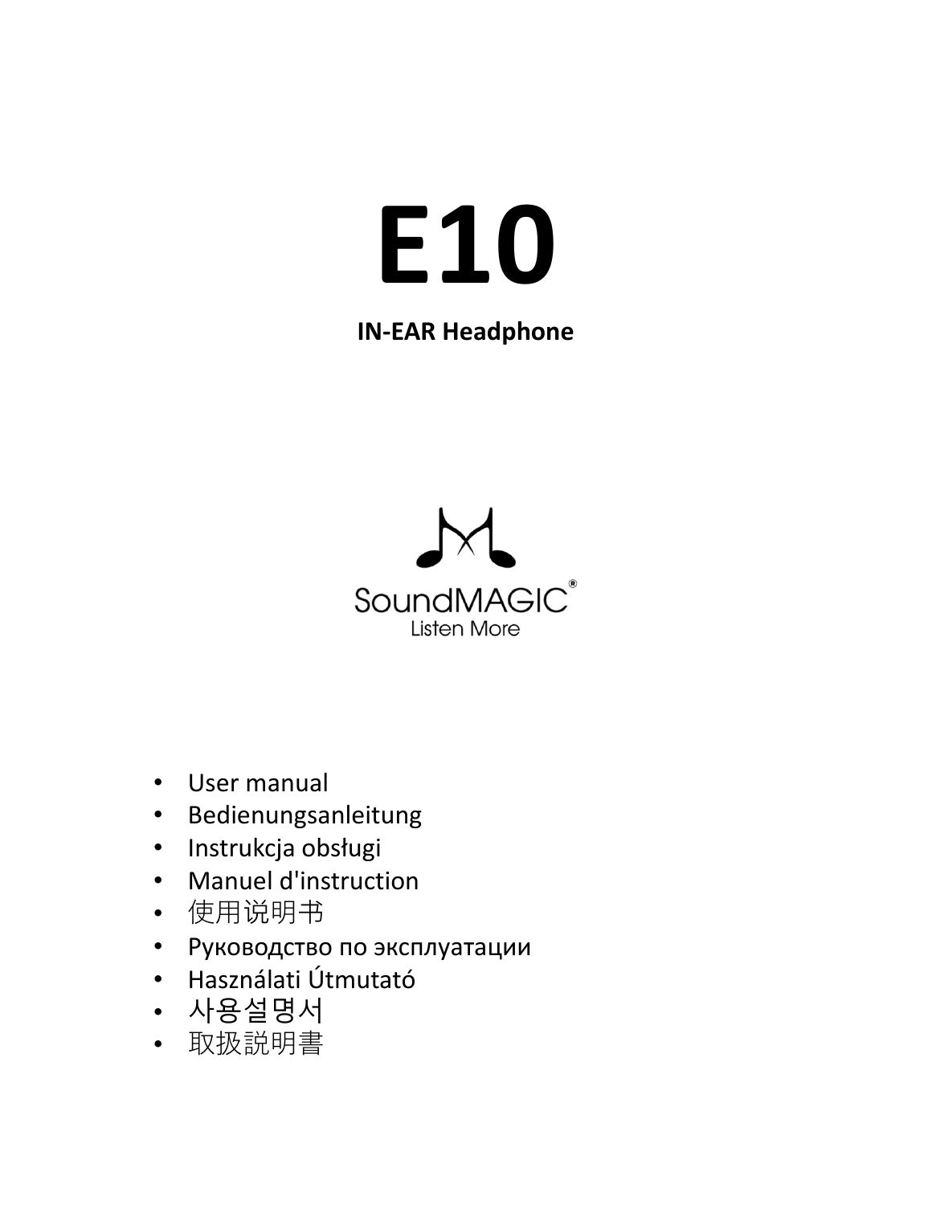# E10

**IN-EAR Headphone**

SoundMAGIC®
Listen More

- User manual
- Bedienungsanleitung
- Instrukcja obsługi
- Manuel d'instruction
- 使用说明书
- Руководство по эксплуатации
- Használati Útmutató
- 사용설명서
- 取扱説明書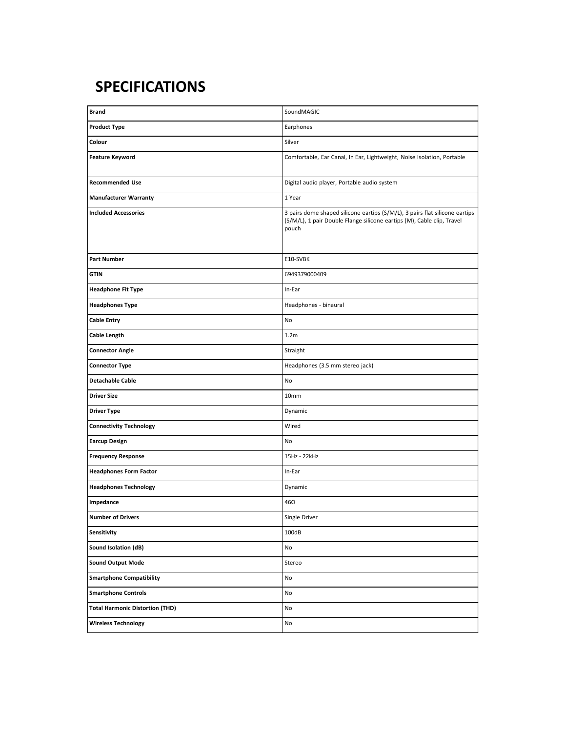# SPECIFICATIONS

| Brand | SoundMAGIC |
|---|---|
| Product Type | Earphones |
| Colour | Silver |
| Feature Keyword | Comfortable, Ear Canal, In Ear, Lightweight, Noise Isolation, Portable |
| Recommended Use | Digital audio player, Portable audio system |
| Manufacturer Warranty | 1 Year |
| Included Accessories | 3 pairs dome shaped silicone eartips (S/M/L), 3 pairs flat silicone eartips (S/M/L), 1 pair Double Flange silicone eartips (M), Cable clip, Travel pouch |
| Part Number | E10-SVBK |
| GTIN | 6949379000409 |
| Headphone Fit Type | In-Ear |
| Headphones Type | Headphones - binaural |
| Cable Entry | No |
| Cable Length | 1.2m |
| Connector Angle | Straight |
| Connector Type | Headphones (3.5 mm stereo jack) |
| Detachable Cable | No |
| Driver Size | 10mm |
| Driver Type | Dynamic |
| Connectivity Technology | Wired |
| Earcup Design | No |
| Frequency Response | 15Hz - 22kHz |
| Headphones Form Factor | In-Ear |
| Headphones Technology | Dynamic |
| Impedance | 46Ω |
| Number of Drivers | Single Driver |
| Sensitivity | 100dB |
| Sound Isolation (dB) | No |
| Sound Output Mode | Stereo |
| Smartphone Compatibility | No |
| Smartphone Controls | No |
| Total Harmonic Distortion (THD) | No |
| Wireless Technology | No |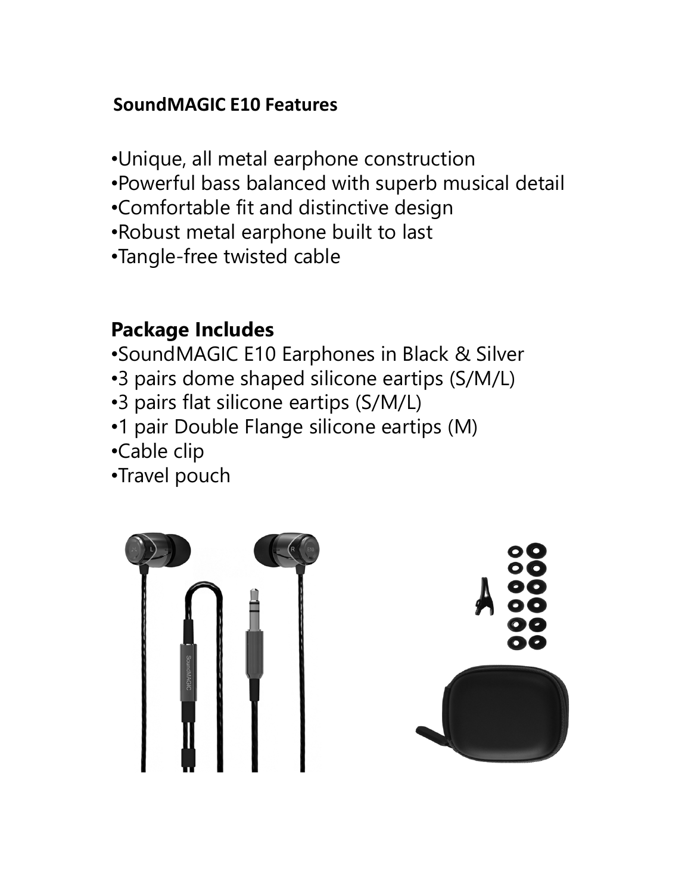## SoundMAGIC E10 Features

- Unique, all metal earphone construction
- Powerful bass balanced with superb musical detail
- Comfortable fit and distinctive design
- Robust metal earphone built to last
- Tangle-free twisted cable

## Package Includes

- SoundMAGIC E10 Earphones in Black & Silver
- 3 pairs dome shaped silicone eartips (S/M/L)
- 3 pairs flat silicone eartips (S/M/L)
- 1 pair Double Flange silicone eartips (M)
- Cable clip
- Travel pouch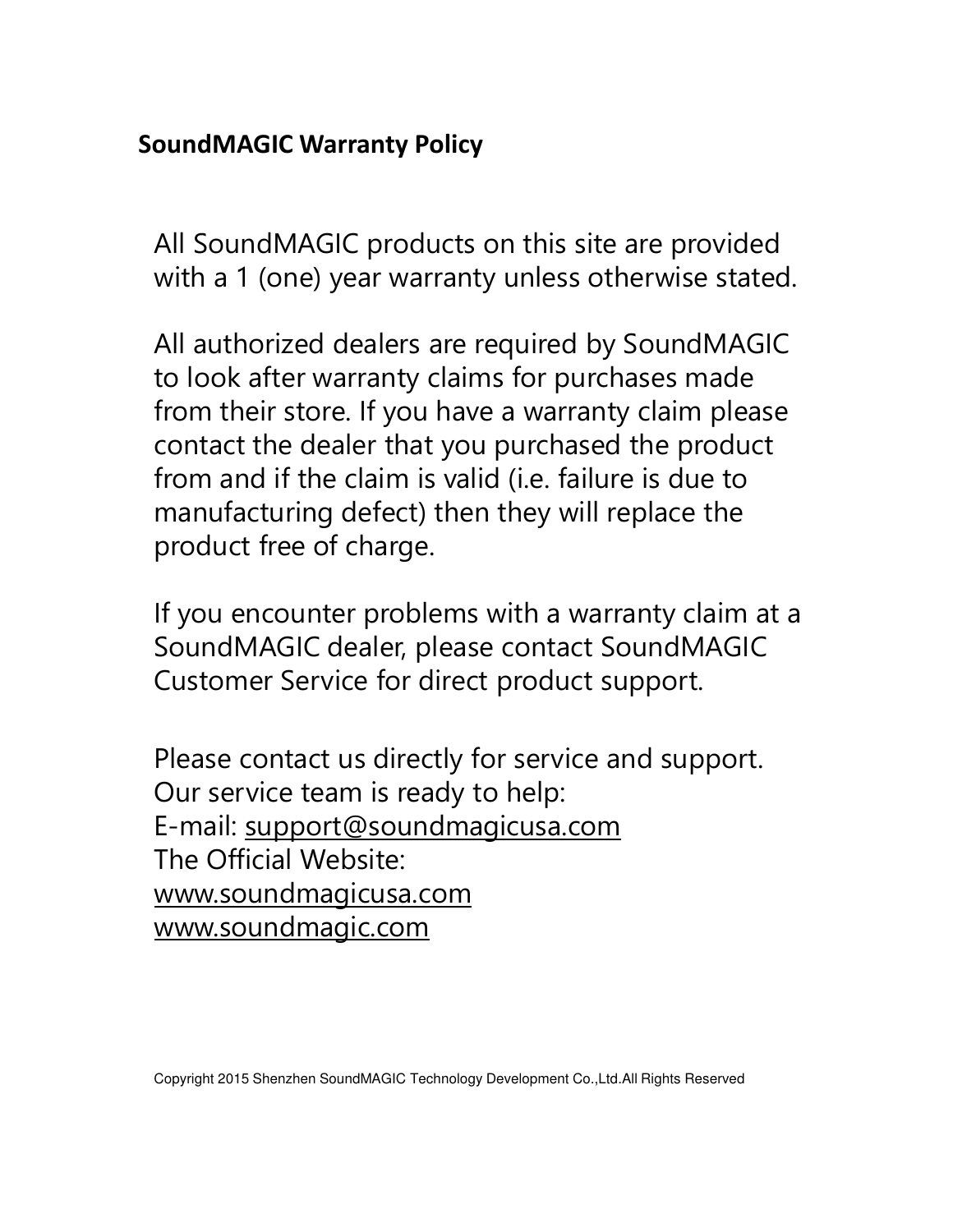## SoundMAGIC Warranty Policy

All SoundMAGIC products on this site are provided with a 1 (one) year warranty unless otherwise stated.

All authorized dealers are required by SoundMAGIC to look after warranty claims for purchases made from their store. If you have a warranty claim please contact the dealer that you purchased the product from and if the claim is valid (i.e. failure is due to manufacturing defect) then they will replace the product free of charge.

If you encounter problems with a warranty claim at a SoundMAGIC dealer, please contact SoundMAGIC Customer Service for direct product support.

Please contact us directly for service and support.
Our service team is ready to help:
E-mail: support@soundmagicusa.com
The Official Website:
www.soundmagicusa.com
www.soundmagic.com

Copyright 2015 Shenzhen SoundMAGIC Technology Development Co.,Ltd.All Rights Reserved